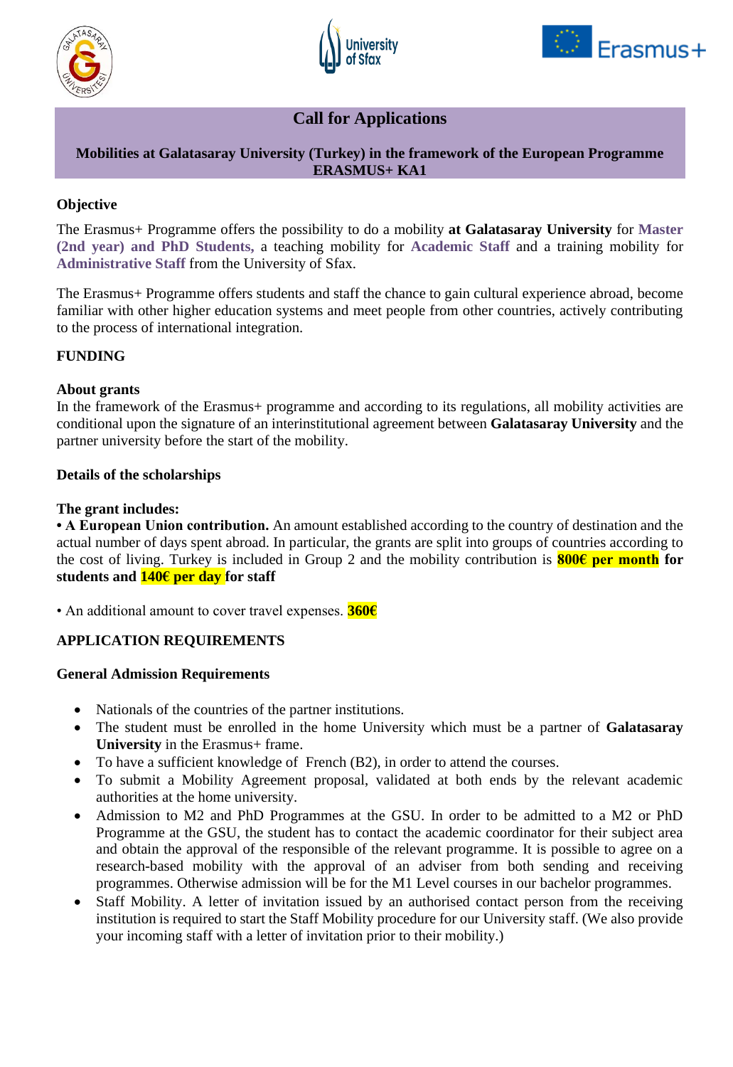# Call for Applications

**Mobilities at Galatasaray University (Turkey) in the framework of the European Programme ERASMUS+ KA1**

## Objective

The Erasmus+ Programme offers the possibility to do a mobility **at Galatasaray University** for **Master (2nd year) and PhD Students,** a teaching mobility for **Academic Staff** and a training mobility for **Administrative Staff** from the University of Sfax.

The Erasmus+ Programme offers students and staff the chance to gain cultural experience abroad, become familiar with other higher education systems and meet people from other countries, actively contributing to the process of international integration.

## FUNDING

### About grants

In the framework of the Erasmus+ programme and according to its regulations, all mobility activities are conditional upon the signature of an interinstitutional agreement between **Galatasaray University** and the partner university before the start of the mobility.

### Details of the scholarships

**The grant includes:**

• **A European Union contribution.** An amount established according to the country of destination and the actual number of days spent abroad. In particular, the grants are split into groups of countries according to the cost of living. Turkey is included in Group 2 and the mobility contribution is **800€ per month for students and 140€ per day for staff**

• An additional amount to cover travel expenses. **360€**

## APPLICATION REQUIREMENTS

### General Admission Requirements

- Nationals of the countries of the partner institutions.
- The student must be enrolled in the home University which must be a partner of **Galatasaray University** in the Erasmus+ frame.
- To have a sufficient knowledge of French (B2), in order to attend the courses.
- To submit a Mobility Agreement proposal, validated at both ends by the relevant academic authorities at the home university.
- Admission to M2 and PhD Programmes at the GSU. In order to be admitted to a M2 or PhD Programme at the GSU, the student has to contact the academic coordinator for their subject area and obtain the approval of the responsible of the relevant programme. It is possible to agree on a research-based mobility with the approval of an adviser from both sending and receiving programmes. Otherwise admission will be for the M1 Level courses in our bachelor programmes.
- Staff Mobility. A letter of invitation issued by an authorised contact person from the receiving institution is required to start the Staff Mobility procedure for our University staff. (We also provide your incoming staff with a letter of invitation prior to their mobility.)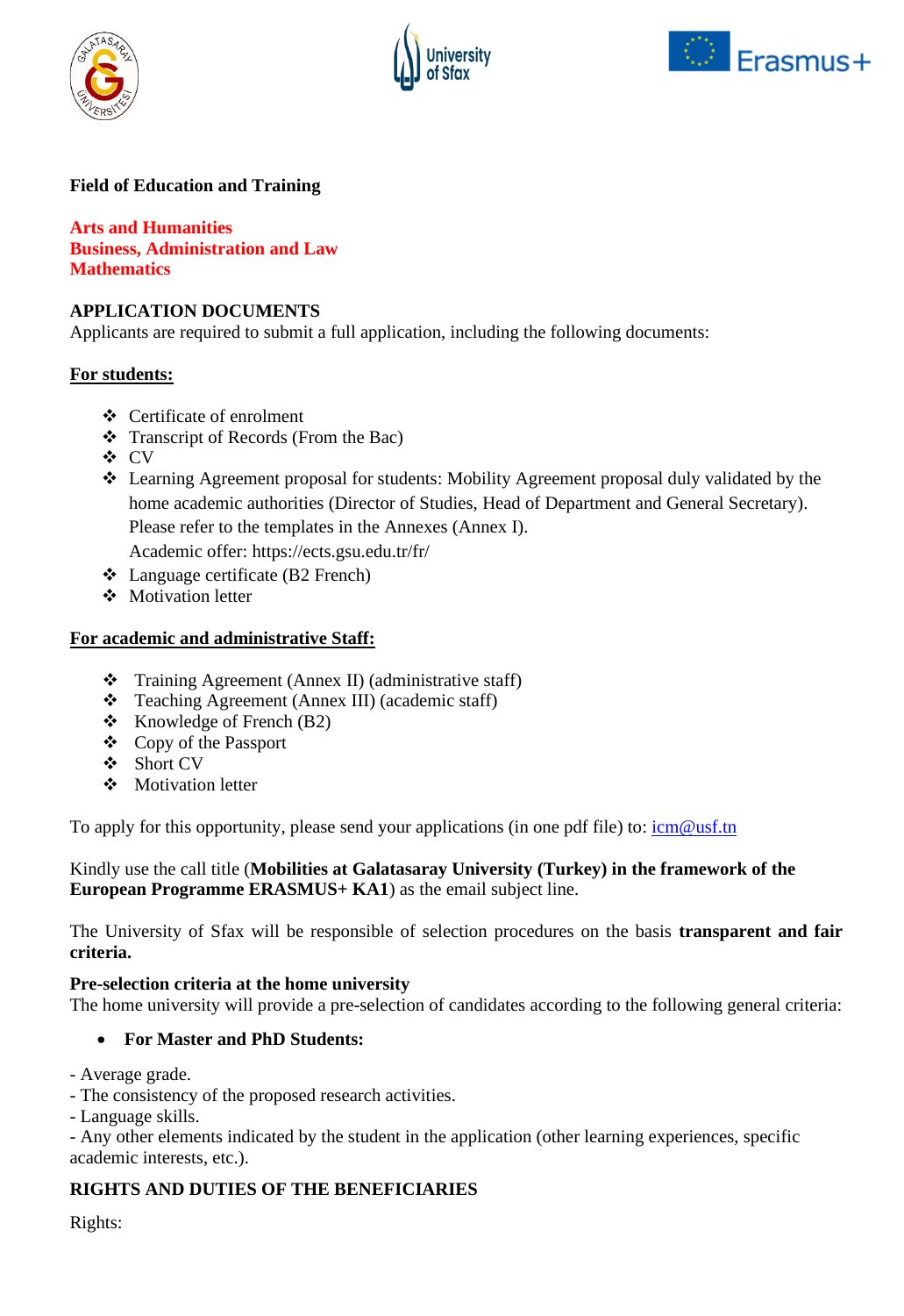**Field of Education and Training**

**Arts and Humanities**
**Business, Administration and Law**
**Mathematics**

**APPLICATION DOCUMENTS**
Applicants are required to submit a full application, including the following documents:

**For students:**

- Certificate of enrolment
- Transcript of Records (From the Bac)
- CV
- Learning Agreement proposal for students: Mobility Agreement proposal duly validated by the home academic authorities (Director of Studies, Head of Department and General Secretary). Please refer to the templates in the Annexes (Annex I).
  Academic offer: https://ects.gsu.edu.tr/fr/
- Language certificate (B2 French)
- Motivation letter

**For academic and administrative Staff:**

- Training Agreement (Annex II) (administrative staff)
- Teaching Agreement (Annex III) (academic staff)
- Knowledge of French (B2)
- Copy of the Passport
- Short CV
- Motivation letter

To apply for this opportunity, please send your applications (in one pdf file) to: icm@usf.tn

Kindly use the call title (**Mobilities at Galatasaray University (Turkey) in the framework of the European Programme ERASMUS+ KA1**) as the email subject line.

The University of Sfax will be responsible of selection procedures on the basis **transparent and fair criteria.**

**Pre-selection criteria at the home university**
The home university will provide a pre-selection of candidates according to the following general criteria:

- **For Master and PhD Students:**

- Average grade.
- The consistency of the proposed research activities.
- Language skills.
- Any other elements indicated by the student in the application (other learning experiences, specific academic interests, etc.).

**RIGHTS AND DUTIES OF THE BENEFICIARIES**

Rights: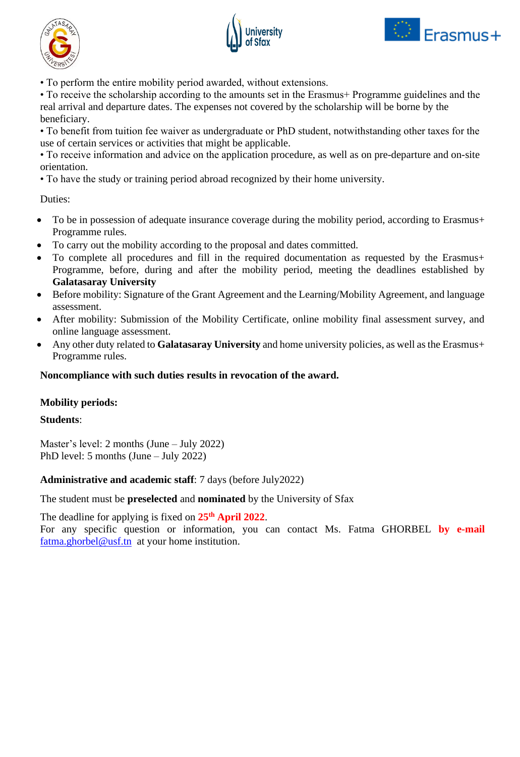- To perform the entire mobility period awarded, without extensions.
- To receive the scholarship according to the amounts set in the Erasmus+ Programme guidelines and the real arrival and departure dates. The expenses not covered by the scholarship will be borne by the beneficiary.
- To benefit from tuition fee waiver as undergraduate or PhD student, notwithstanding other taxes for the use of certain services or activities that might be applicable.
- To receive information and advice on the application procedure, as well as on pre-departure and on-site orientation.
- To have the study or training period abroad recognized by their home university.

Duties:

- To be in possession of adequate insurance coverage during the mobility period, according to Erasmus+ Programme rules.
- To carry out the mobility according to the proposal and dates committed.
- To complete all procedures and fill in the required documentation as requested by the Erasmus+ Programme, before, during and after the mobility period, meeting the deadlines established by **Galatasaray University**
- Before mobility: Signature of the Grant Agreement and the Learning/Mobility Agreement, and language assessment.
- After mobility: Submission of the Mobility Certificate, online mobility final assessment survey, and online language assessment.
- Any other duty related to **Galatasaray University** and home university policies, as well as the Erasmus+ Programme rules.

**Noncompliance with such duties results in revocation of the award.**

**Mobility periods:**

**Students**:

Master's level: 2 months (June – July 2022)
PhD level: 5 months (June – July 2022)

**Administrative and academic staff**: 7 days (before July2022)

The student must be **preselected** and **nominated** by the University of Sfax

The deadline for applying is fixed on **25th April 2022**.
For any specific question or information, you can contact Ms. Fatma GHORBEL **by e-mail** fatma.ghorbel@usf.tn at your home institution.